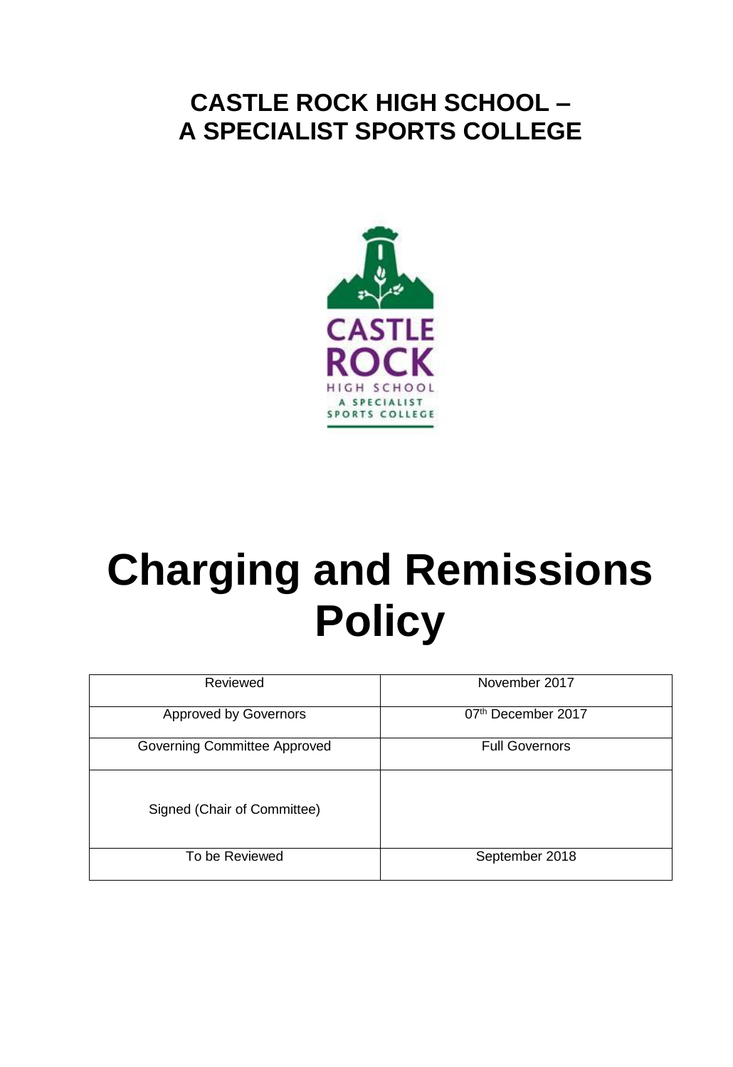# CASTLE ROCK HIGH SCHOOL – A SPECIALIST SPORTS COLLEGE

# Charging and Remissions Policy

| Reviewed | November 2017 |
|---|---|
| Approved by Governors | 07th December 2017 |
| Governing Committee Approved | Full Governors |
| Signed (Chair of Committee) | |
| To be Reviewed | September 2018 |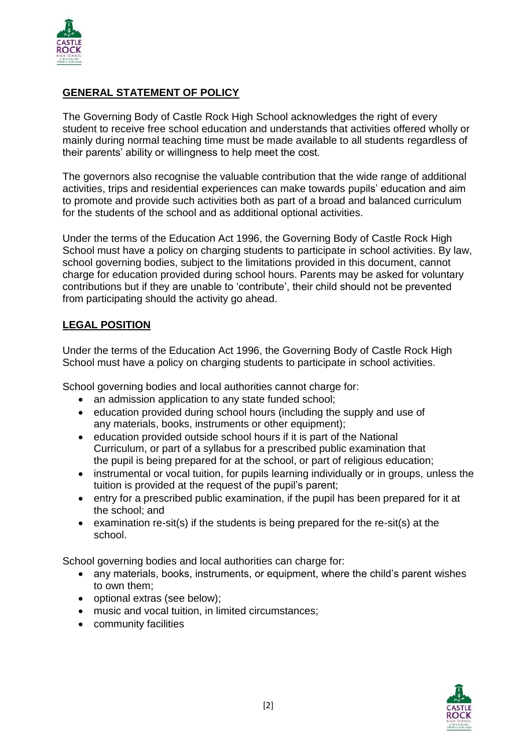## GENERAL STATEMENT OF POLICY

The Governing Body of Castle Rock High School acknowledges the right of every student to receive free school education and understands that activities offered wholly or mainly during normal teaching time must be made available to all students regardless of their parents' ability or willingness to help meet the cost.

The governors also recognise the valuable contribution that the wide range of additional activities, trips and residential experiences can make towards pupils' education and aim to promote and provide such activities both as part of a broad and balanced curriculum for the students of the school and as additional optional activities.

Under the terms of the Education Act 1996, the Governing Body of Castle Rock High School must have a policy on charging students to participate in school activities. By law, school governing bodies, subject to the limitations provided in this document, cannot charge for education provided during school hours. Parents may be asked for voluntary contributions but if they are unable to 'contribute', their child should not be prevented from participating should the activity go ahead.

## LEGAL POSITION

Under the terms of the Education Act 1996, the Governing Body of Castle Rock High School must have a policy on charging students to participate in school activities.

School governing bodies and local authorities cannot charge for:

- an admission application to any state funded school;
- education provided during school hours (including the supply and use of any materials, books, instruments or other equipment);
- education provided outside school hours if it is part of the National Curriculum, or part of a syllabus for a prescribed public examination that the pupil is being prepared for at the school, or part of religious education;
- instrumental or vocal tuition, for pupils learning individually or in groups, unless the tuition is provided at the request of the pupil's parent;
- entry for a prescribed public examination, if the pupil has been prepared for it at the school; and
- examination re-sit(s) if the students is being prepared for the re-sit(s) at the school.

School governing bodies and local authorities can charge for:

- any materials, books, instruments, or equipment, where the child's parent wishes to own them;
- optional extras (see below);
- music and vocal tuition, in limited circumstances;
- community facilities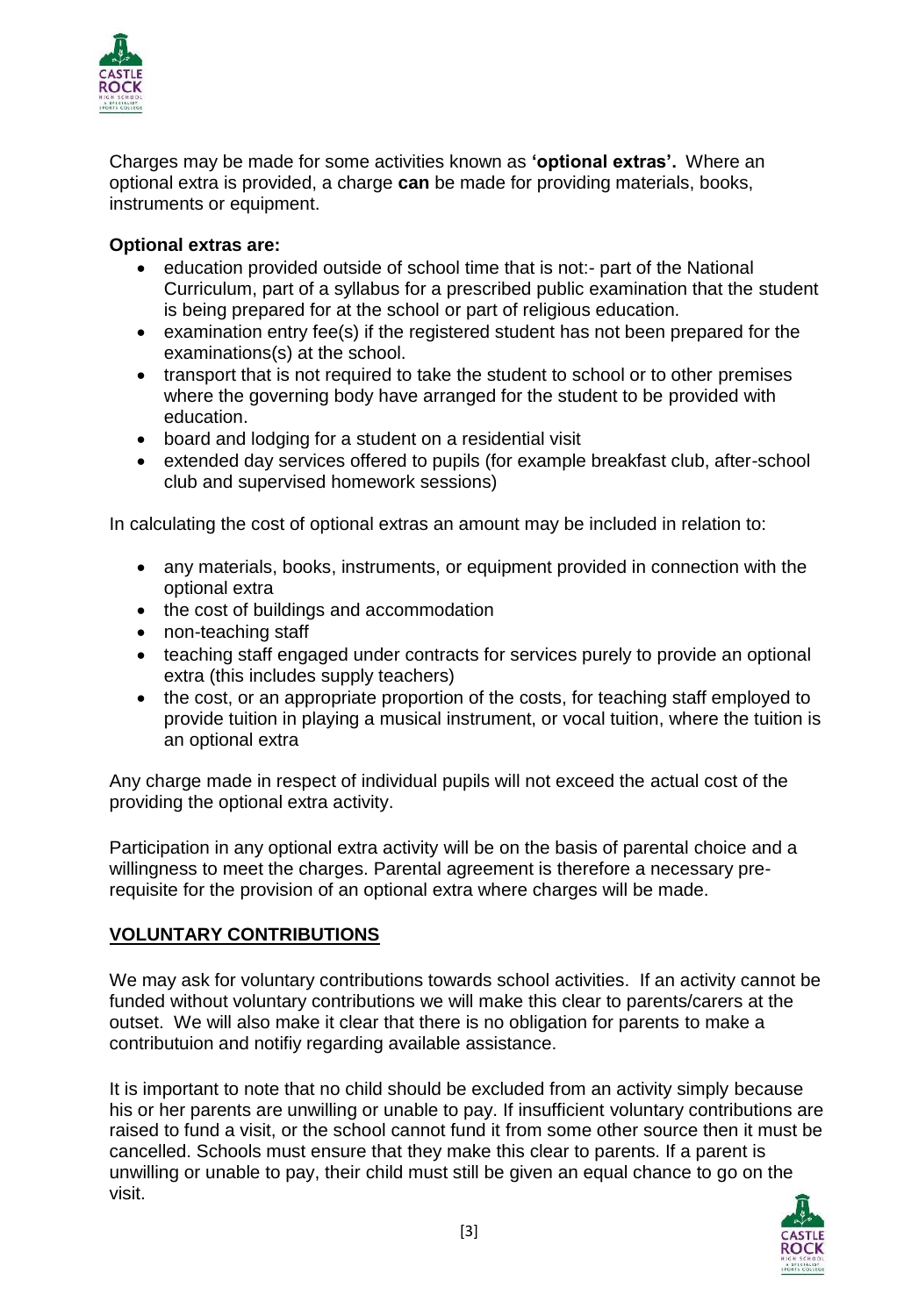Charges may be made for some activities known as **'optional extras'.** Where an optional extra is provided, a charge **can** be made for providing materials, books, instruments or equipment.

**Optional extras are:**

- education provided outside of school time that is not:- part of the National Curriculum, part of a syllabus for a prescribed public examination that the student is being prepared for at the school or part of religious education.
- examination entry fee(s) if the registered student has not been prepared for the examinations(s) at the school.
- transport that is not required to take the student to school or to other premises where the governing body have arranged for the student to be provided with education.
- board and lodging for a student on a residential visit
- extended day services offered to pupils (for example breakfast club, after-school club and supervised homework sessions)

In calculating the cost of optional extras an amount may be included in relation to:

- any materials, books, instruments, or equipment provided in connection with the optional extra
- the cost of buildings and accommodation
- non-teaching staff
- teaching staff engaged under contracts for services purely to provide an optional extra (this includes supply teachers)
- the cost, or an appropriate proportion of the costs, for teaching staff employed to provide tuition in playing a musical instrument, or vocal tuition, where the tuition is an optional extra

Any charge made in respect of individual pupils will not exceed the actual cost of the providing the optional extra activity.

Participation in any optional extra activity will be on the basis of parental choice and a willingness to meet the charges. Parental agreement is therefore a necessary pre-requisite for the provision of an optional extra where charges will be made.

## VOLUNTARY CONTRIBUTIONS

We may ask for voluntary contributions towards school activities. If an activity cannot be funded without voluntary contributions we will make this clear to parents/carers at the outset. We will also make it clear that there is no obligation for parents to make a contributuion and notifiy regarding available assistance.

It is important to note that no child should be excluded from an activity simply because his or her parents are unwilling or unable to pay. If insufficient voluntary contributions are raised to fund a visit, or the school cannot fund it from some other source then it must be cancelled. Schools must ensure that they make this clear to parents. If a parent is unwilling or unable to pay, their child must still be given an equal chance to go on the visit.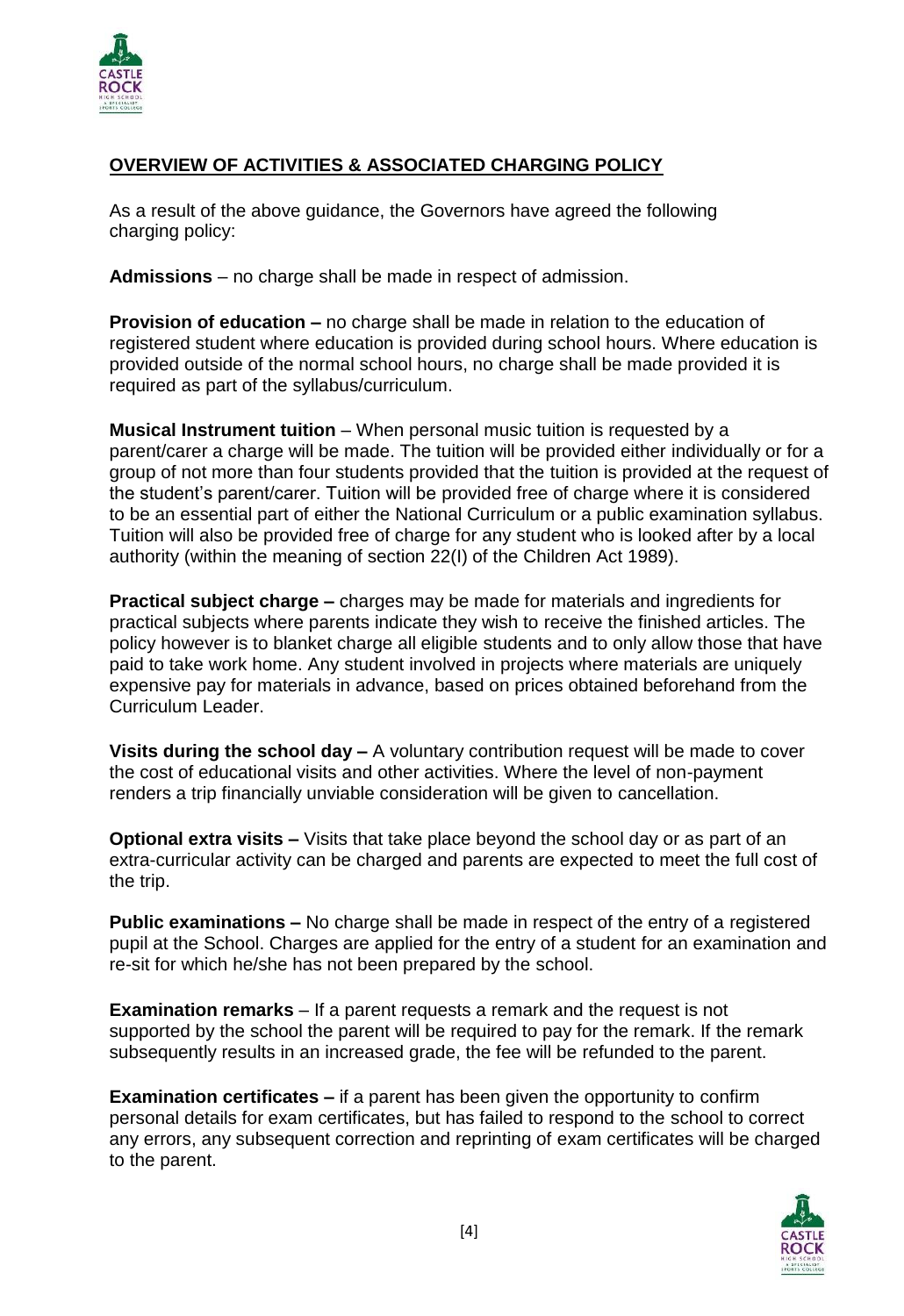## OVERVIEW OF ACTIVITIES & ASSOCIATED CHARGING POLICY

As a result of the above guidance, the Governors have agreed the following charging policy:

**Admissions** – no charge shall be made in respect of admission.

**Provision of education –** no charge shall be made in relation to the education of registered student where education is provided during school hours. Where education is provided outside of the normal school hours, no charge shall be made provided it is required as part of the syllabus/curriculum.

**Musical Instrument tuition** – When personal music tuition is requested by a parent/carer a charge will be made. The tuition will be provided either individually or for a group of not more than four students provided that the tuition is provided at the request of the student's parent/carer. Tuition will be provided free of charge where it is considered to be an essential part of either the National Curriculum or a public examination syllabus. Tuition will also be provided free of charge for any student who is looked after by a local authority (within the meaning of section 22(I) of the Children Act 1989).

**Practical subject charge –** charges may be made for materials and ingredients for practical subjects where parents indicate they wish to receive the finished articles. The policy however is to blanket charge all eligible students and to only allow those that have paid to take work home. Any student involved in projects where materials are uniquely expensive pay for materials in advance, based on prices obtained beforehand from the Curriculum Leader.

**Visits during the school day –** A voluntary contribution request will be made to cover the cost of educational visits and other activities. Where the level of non-payment renders a trip financially unviable consideration will be given to cancellation.

**Optional extra visits –** Visits that take place beyond the school day or as part of an extra-curricular activity can be charged and parents are expected to meet the full cost of the trip.

**Public examinations –** No charge shall be made in respect of the entry of a registered pupil at the School. Charges are applied for the entry of a student for an examination and re-sit for which he/she has not been prepared by the school.

**Examination remarks** – If a parent requests a remark and the request is not supported by the school the parent will be required to pay for the remark. If the remark subsequently results in an increased grade, the fee will be refunded to the parent.

**Examination certificates –** if a parent has been given the opportunity to confirm personal details for exam certificates, but has failed to respond to the school to correct any errors, any subsequent correction and reprinting of exam certificates will be charged to the parent.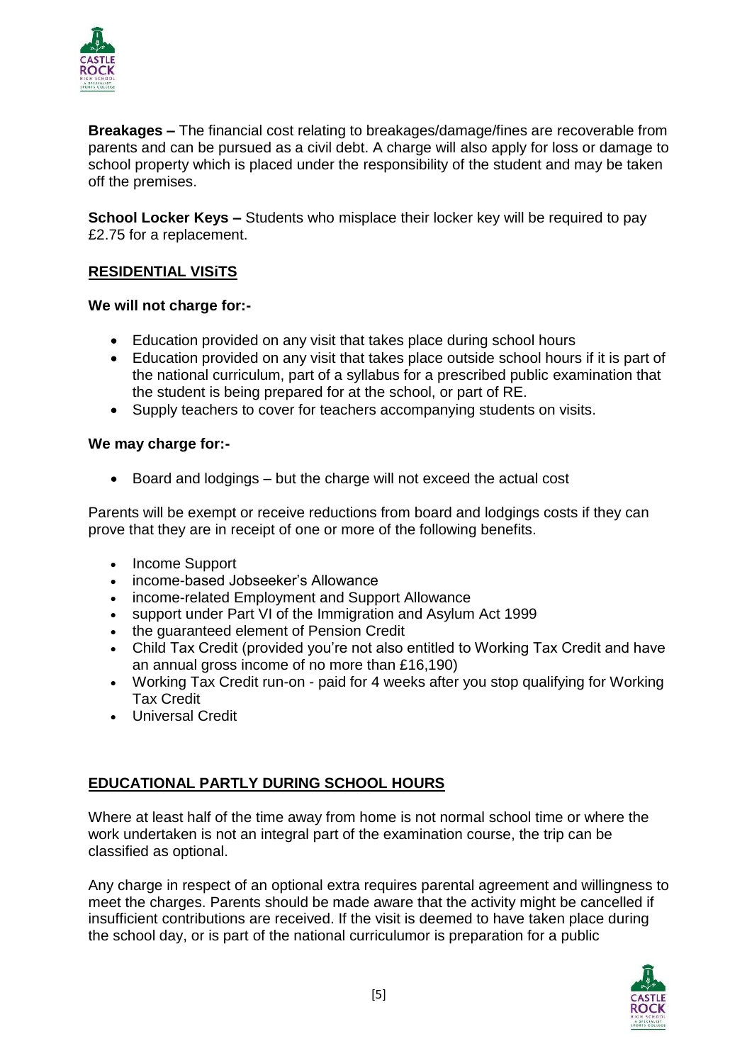**Breakages –** The financial cost relating to breakages/damage/fines are recoverable from parents and can be pursued as a civil debt. A charge will also apply for loss or damage to school property which is placed under the responsibility of the student and may be taken off the premises.

**School Locker Keys –** Students who misplace their locker key will be required to pay £2.75 for a replacement.

## RESIDENTIAL VISiTS

**We will not charge for:-**

- Education provided on any visit that takes place during school hours
- Education provided on any visit that takes place outside school hours if it is part of the national curriculum, part of a syllabus for a prescribed public examination that the student is being prepared for at the school, or part of RE.
- Supply teachers to cover for teachers accompanying students on visits.

**We may charge for:-**

- Board and lodgings – but the charge will not exceed the actual cost

Parents will be exempt or receive reductions from board and lodgings costs if they can prove that they are in receipt of one or more of the following benefits.

- Income Support
- income-based Jobseeker's Allowance
- income-related Employment and Support Allowance
- support under Part VI of the Immigration and Asylum Act 1999
- the guaranteed element of Pension Credit
- Child Tax Credit (provided you're not also entitled to Working Tax Credit and have an annual gross income of no more than £16,190)
- Working Tax Credit run-on - paid for 4 weeks after you stop qualifying for Working Tax Credit
- Universal Credit

## EDUCATIONAL PARTLY DURING SCHOOL HOURS

Where at least half of the time away from home is not normal school time or where the work undertaken is not an integral part of the examination course, the trip can be classified as optional.

Any charge in respect of an optional extra requires parental agreement and willingness to meet the charges. Parents should be made aware that the activity might be cancelled if insufficient contributions are received. If the visit is deemed to have taken place during the school day, or is part of the national curriculumor is preparation for a public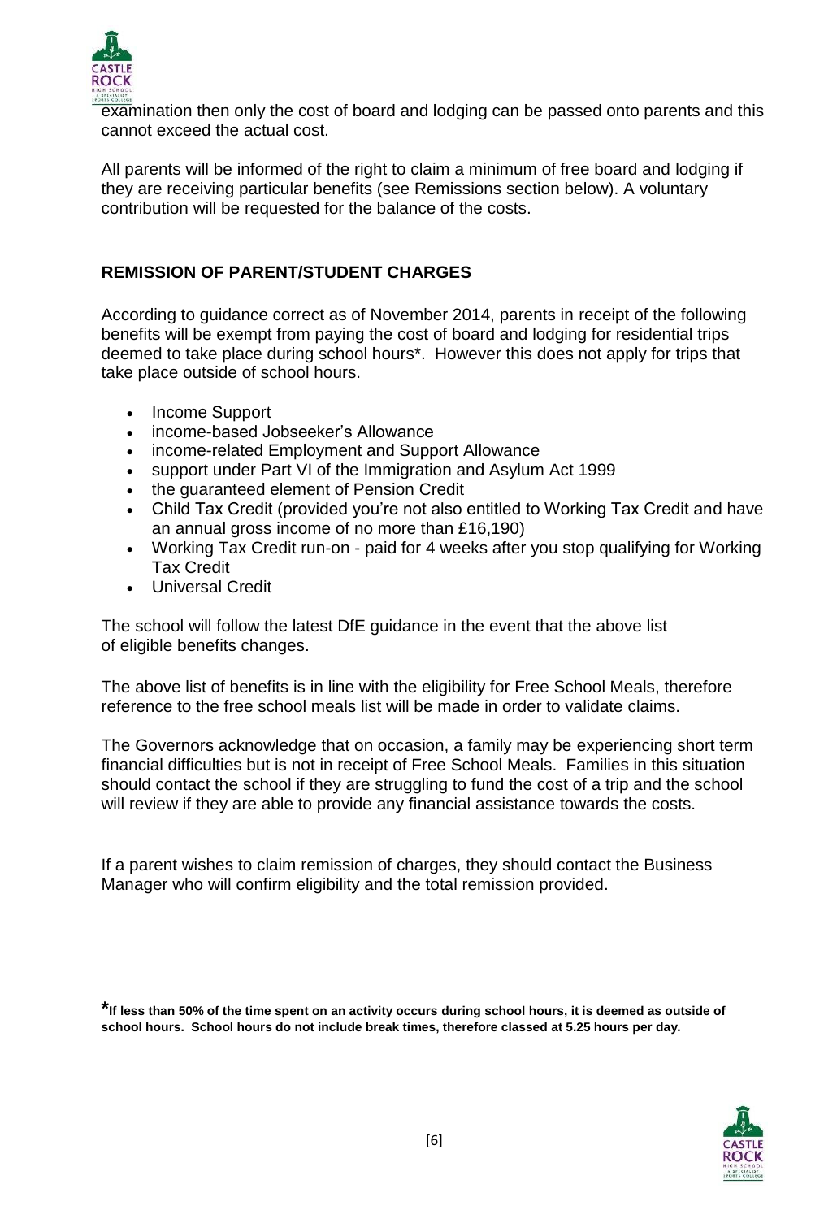examination then only the cost of board and lodging can be passed onto parents and this cannot exceed the actual cost.

All parents will be informed of the right to claim a minimum of free board and lodging if they are receiving particular benefits (see Remissions section below). A voluntary contribution will be requested for the balance of the costs.

## REMISSION OF PARENT/STUDENT CHARGES

According to guidance correct as of November 2014, parents in receipt of the following benefits will be exempt from paying the cost of board and lodging for residential trips deemed to take place during school hours*. However this does not apply for trips that take place outside of school hours.

- Income Support
- income-based Jobseeker's Allowance
- income-related Employment and Support Allowance
- support under Part VI of the Immigration and Asylum Act 1999
- the guaranteed element of Pension Credit
- Child Tax Credit (provided you're not also entitled to Working Tax Credit and have an annual gross income of no more than £16,190)
- Working Tax Credit run-on - paid for 4 weeks after you stop qualifying for Working Tax Credit
- Universal Credit

The school will follow the latest DfE guidance in the event that the above list of eligible benefits changes.

The above list of benefits is in line with the eligibility for Free School Meals, therefore reference to the free school meals list will be made in order to validate claims.

The Governors acknowledge that on occasion, a family may be experiencing short term financial difficulties but is not in receipt of Free School Meals. Families in this situation should contact the school if they are struggling to fund the cost of a trip and the school will review if they are able to provide any financial assistance towards the costs.

If a parent wishes to claim remission of charges, they should contact the Business Manager who will confirm eligibility and the total remission provided.

***If less than 50% of the time spent on an activity occurs during school hours, it is deemed as outside of school hours. School hours do not include break times, therefore classed at 5.25 hours per day.**